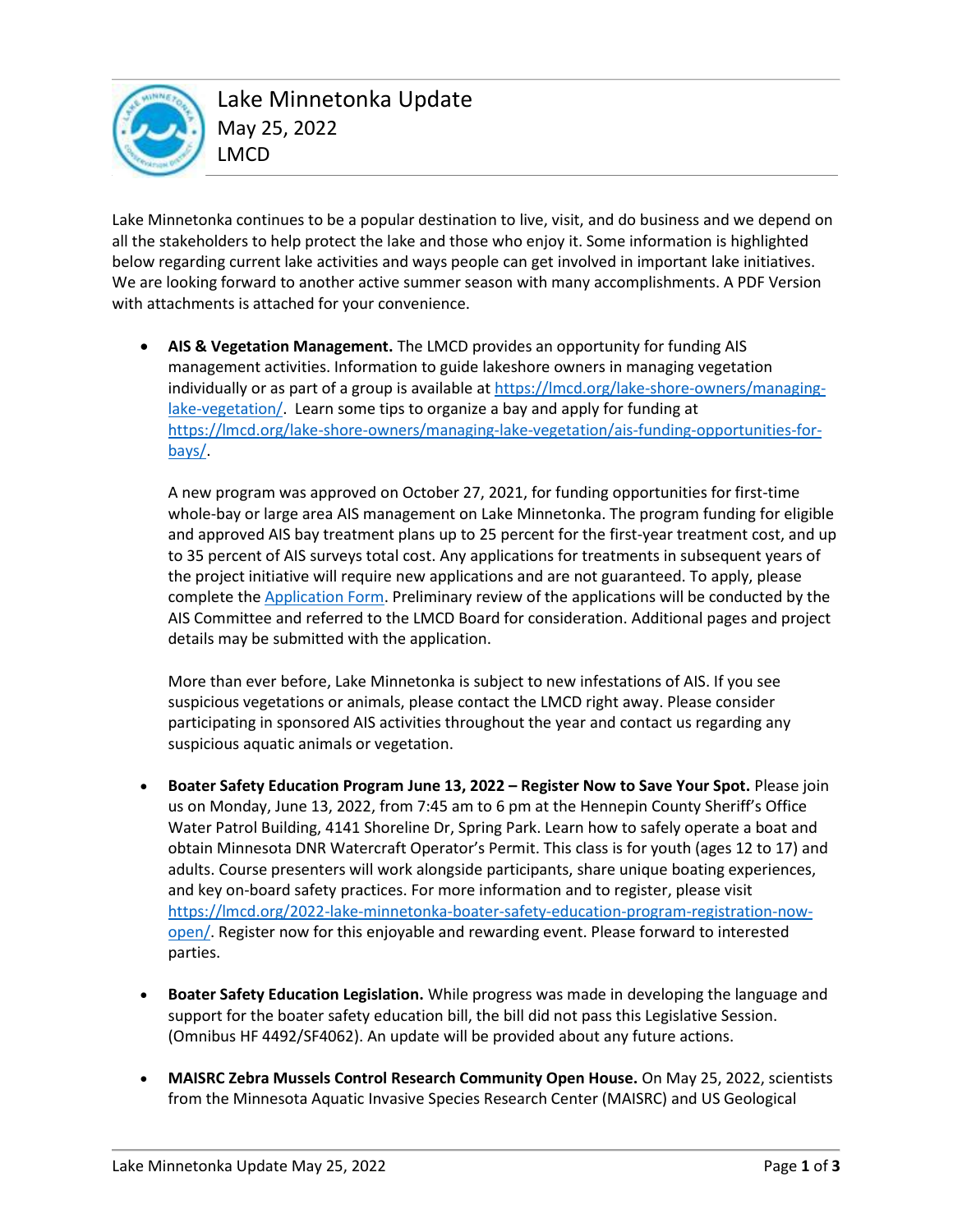# Lake Minnetonka Update

May 25, 2022

LMCD

Lake Minnetonka continues to be a popular destination to live, visit, and do business and we depend on all the stakeholders to help protect the lake and those who enjoy it. Some information is highlighted below regarding current lake activities and ways people can get involved in important lake initiatives. We are looking forward to another active summer season with many accomplishments. A PDF Version with attachments is attached for your convenience.

- **AIS & Vegetation Management.** The LMCD provides an opportunity for funding AIS management activities. Information to guide lakeshore owners in managing vegetation individually or as part of a group is available at [https://lmcd.org/lake-shore-owners/managing-lake-vegetation/](https://lmcd.org/lake-shore-owners/managing-lake-vegetation/). Learn some tips to organize a bay and apply for funding at [https://lmcd.org/lake-shore-owners/managing-lake-vegetation/ais-funding-opportunities-for-bays/](https://lmcd.org/lake-shore-owners/managing-lake-vegetation/ais-funding-opportunities-for-bays/).

  A new program was approved on October 27, 2021, for funding opportunities for first-time whole-bay or large area AIS management on Lake Minnetonka. The program funding for eligible and approved AIS bay treatment plans up to 25 percent for the first-year treatment cost, and up to 35 percent of AIS surveys total cost. Any applications for treatments in subsequent years of the project initiative will require new applications and are not guaranteed. To apply, please complete the Application Form. Preliminary review of the applications will be conducted by the AIS Committee and referred to the LMCD Board for consideration. Additional pages and project details may be submitted with the application.

  More than ever before, Lake Minnetonka is subject to new infestations of AIS. If you see suspicious vegetations or animals, please contact the LMCD right away. Please consider participating in sponsored AIS activities throughout the year and contact us regarding any suspicious aquatic animals or vegetation.

- **Boater Safety Education Program June 13, 2022 – Register Now to Save Your Spot.** Please join us on Monday, June 13, 2022, from 7:45 am to 6 pm at the Hennepin County Sheriff's Office Water Patrol Building, 4141 Shoreline Dr, Spring Park. Learn how to safely operate a boat and obtain Minnesota DNR Watercraft Operator's Permit. This class is for youth (ages 12 to 17) and adults. Course presenters will work alongside participants, share unique boating experiences, and key on-board safety practices. For more information and to register, please visit [https://lmcd.org/2022-lake-minnetonka-boater-safety-education-program-registration-now-open/](https://lmcd.org/2022-lake-minnetonka-boater-safety-education-program-registration-now-open/). Register now for this enjoyable and rewarding event. Please forward to interested parties.

- **Boater Safety Education Legislation.** While progress was made in developing the language and support for the boater safety education bill, the bill did not pass this Legislative Session. (Omnibus HF 4492/SF4062). An update will be provided about any future actions.

- **MAISRC Zebra Mussels Control Research Community Open House.** On May 25, 2022, scientists from the Minnesota Aquatic Invasive Species Research Center (MAISRC) and US Geological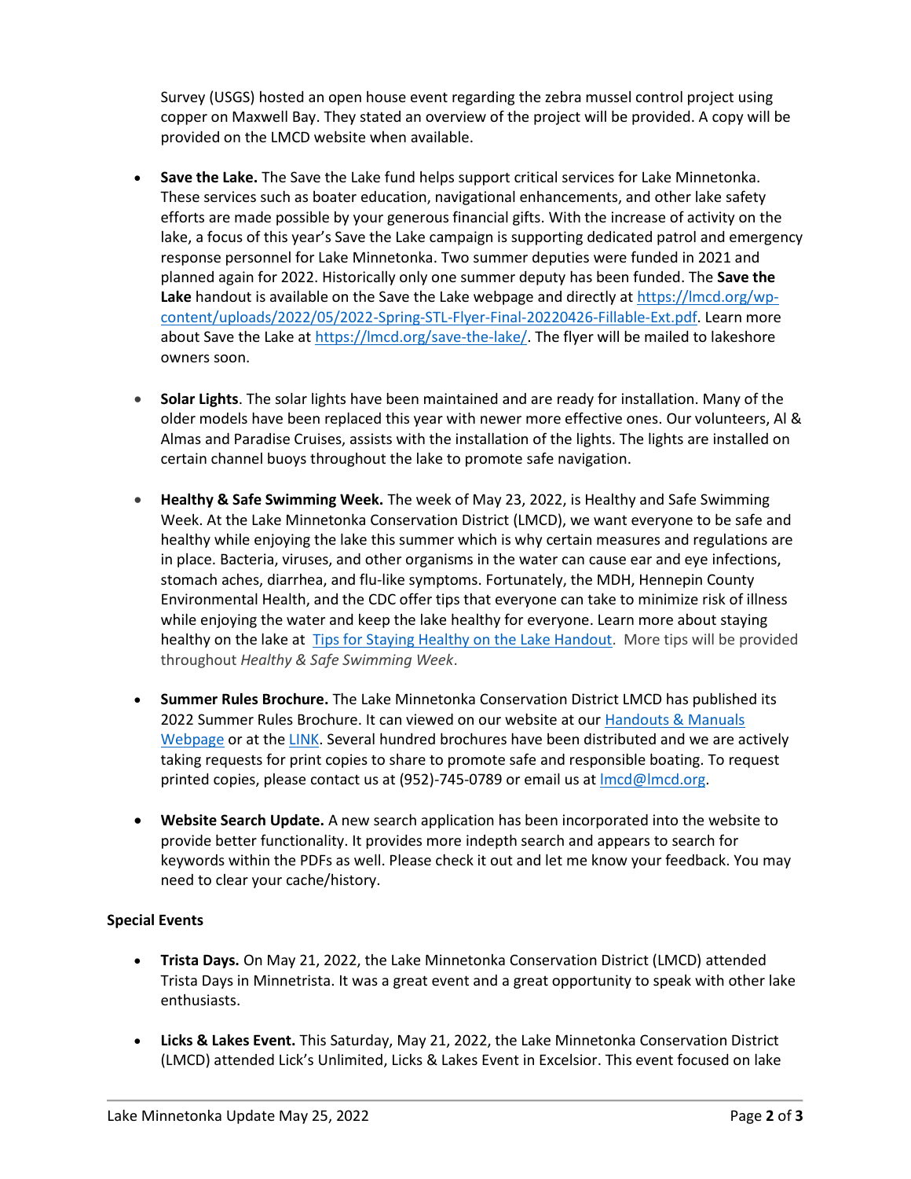Survey (USGS) hosted an open house event regarding the zebra mussel control project using copper on Maxwell Bay. They stated an overview of the project will be provided. A copy will be provided on the LMCD website when available.

- **Save the Lake.** The Save the Lake fund helps support critical services for Lake Minnetonka. These services such as boater education, navigational enhancements, and other lake safety efforts are made possible by your generous financial gifts. With the increase of activity on the lake, a focus of this year's Save the Lake campaign is supporting dedicated patrol and emergency response personnel for Lake Minnetonka. Two summer deputies were funded in 2021 and planned again for 2022. Historically only one summer deputy has been funded. The **Save the Lake** handout is available on the Save the Lake webpage and directly at https://lmcd.org/wp-content/uploads/2022/05/2022-Spring-STL-Flyer-Final-20220426-Fillable-Ext.pdf. Learn more about Save the Lake at https://lmcd.org/save-the-lake/. The flyer will be mailed to lakeshore owners soon.

- **Solar Lights**. The solar lights have been maintained and are ready for installation. Many of the older models have been replaced this year with newer more effective ones. Our volunteers, Al & Almas and Paradise Cruises, assists with the installation of the lights. The lights are installed on certain channel buoys throughout the lake to promote safe navigation.

- **Healthy & Safe Swimming Week.** The week of May 23, 2022, is Healthy and Safe Swimming Week. At the Lake Minnetonka Conservation District (LMCD), we want everyone to be safe and healthy while enjoying the lake this summer which is why certain measures and regulations are in place. Bacteria, viruses, and other organisms in the water can cause ear and eye infections, stomach aches, diarrhea, and flu-like symptoms. Fortunately, the MDH, Hennepin County Environmental Health, and the CDC offer tips that everyone can take to minimize risk of illness while enjoying the water and keep the lake healthy for everyone. Learn more about staying healthy on the lake at Tips for Staying Healthy on the Lake Handout. More tips will be provided throughout *Healthy & Safe Swimming Week*.

- **Summer Rules Brochure.** The Lake Minnetonka Conservation District LMCD has published its 2022 Summer Rules Brochure. It can viewed on our website at our Handouts & Manuals Webpage or at the LINK. Several hundred brochures have been distributed and we are actively taking requests for print copies to share to promote safe and responsible boating. To request printed copies, please contact us at (952)-745-0789 or email us at lmcd@lmcd.org.

- **Website Search Update.** A new search application has been incorporated into the website to provide better functionality. It provides more indepth search and appears to search for keywords within the PDFs as well. Please check it out and let me know your feedback. You may need to clear your cache/history.

**Special Events**

- **Trista Days.** On May 21, 2022, the Lake Minnetonka Conservation District (LMCD) attended Trista Days in Minnetrista. It was a great event and a great opportunity to speak with other lake enthusiasts.

- **Licks & Lakes Event.** This Saturday, May 21, 2022, the Lake Minnetonka Conservation District (LMCD) attended Lick's Unlimited, Licks & Lakes Event in Excelsior. This event focused on lake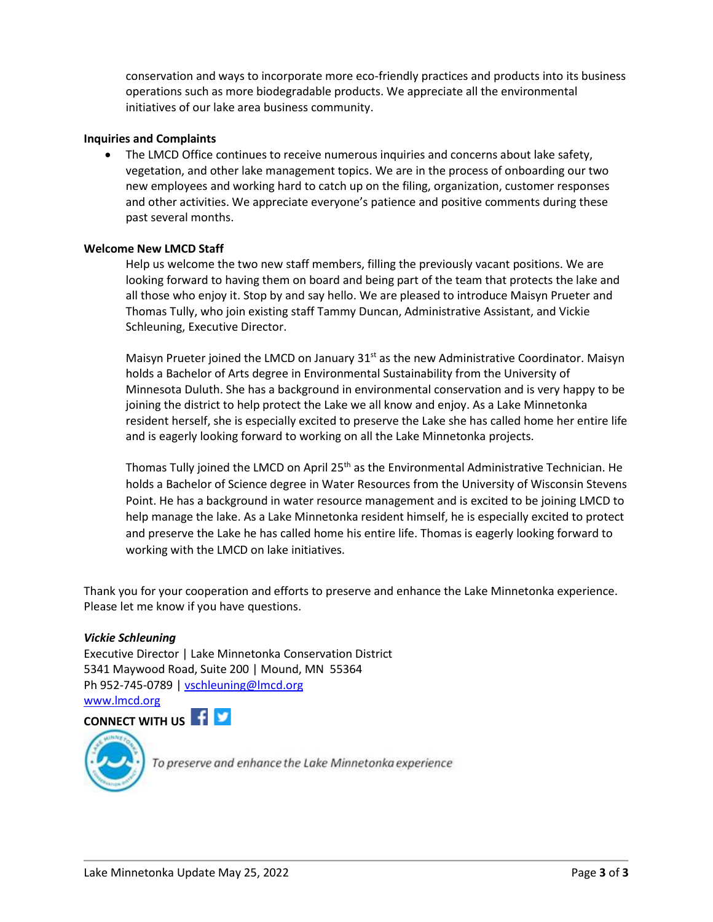conservation and ways to incorporate more eco-friendly practices and products into its business operations such as more biodegradable products. We appreciate all the environmental initiatives of our lake area business community.

**Inquiries and Complaints**

- The LMCD Office continues to receive numerous inquiries and concerns about lake safety, vegetation, and other lake management topics. We are in the process of onboarding our two new employees and working hard to catch up on the filing, organization, customer responses and other activities. We appreciate everyone's patience and positive comments during these past several months.

**Welcome New LMCD Staff**

Help us welcome the two new staff members, filling the previously vacant positions. We are looking forward to having them on board and being part of the team that protects the lake and all those who enjoy it. Stop by and say hello. We are pleased to introduce Maisyn Prueter and Thomas Tully, who join existing staff Tammy Duncan, Administrative Assistant, and Vickie Schleuning, Executive Director.

Maisyn Prueter joined the LMCD on January 31st as the new Administrative Coordinator. Maisyn holds a Bachelor of Arts degree in Environmental Sustainability from the University of Minnesota Duluth. She has a background in environmental conservation and is very happy to be joining the district to help protect the Lake we all know and enjoy. As a Lake Minnetonka resident herself, she is especially excited to preserve the Lake she has called home her entire life and is eagerly looking forward to working on all the Lake Minnetonka projects.

Thomas Tully joined the LMCD on April 25th as the Environmental Administrative Technician. He holds a Bachelor of Science degree in Water Resources from the University of Wisconsin Stevens Point. He has a background in water resource management and is excited to be joining LMCD to help manage the lake. As a Lake Minnetonka resident himself, he is especially excited to protect and preserve the Lake he has called home his entire life. Thomas is eagerly looking forward to working with the LMCD on lake initiatives.

Thank you for your cooperation and efforts to preserve and enhance the Lake Minnetonka experience. Please let me know if you have questions.

***Vickie Schleuning***
Executive Director | Lake Minnetonka Conservation District
5341 Maywood Road, Suite 200 | Mound, MN 55364
Ph 952-745-0789 | vschleuning@lmcd.org
www.lmcd.org

**CONNECT WITH US**

*To preserve and enhance the Lake Minnetonka experience*